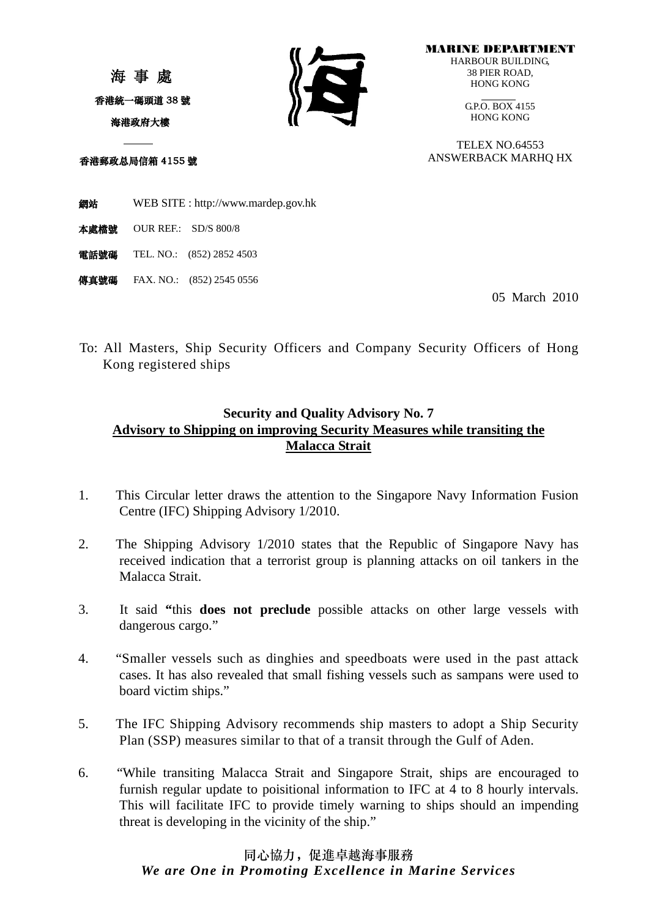海 事 處

香港統一碼頭道 38 號

海港政府大樓

香港郵政总局信箱 4155 號

**MARINE DEPARTMENT**
HARBOUR BUILDING,
38 PIER ROAD,
HONG KONG

G.P.O. BOX 4155
HONG KONG

TELEX NO.64553
ANSWERBACK MARHQ HX

網站 WEB SITE : http://www.mardep.gov.hk

本處檔號 OUR REF.: SD/S 800/8

電話號碼 TEL. NO.: (852) 2852 4503

傳真號碼 FAX. NO.: (852) 2545 0556

05 March 2010

To: All Masters, Ship Security Officers and Company Security Officers of Hong Kong registered ships

**Security and Quality Advisory No. 7**
**Advisory to Shipping on improving Security Measures while transiting the Malacca Strait**

1. This Circular letter draws the attention to the Singapore Navy Information Fusion Centre (IFC) Shipping Advisory 1/2010.

2. The Shipping Advisory 1/2010 states that the Republic of Singapore Navy has received indication that a terrorist group is planning attacks on oil tankers in the Malacca Strait.

3. It said **"**this **does not preclude** possible attacks on other large vessels with dangerous cargo."

4. "Smaller vessels such as dinghies and speedboats were used in the past attack cases. It has also revealed that small fishing vessels such as sampans were used to board victim ships."

5. The IFC Shipping Advisory recommends ship masters to adopt a Ship Security Plan (SSP) measures similar to that of a transit through the Gulf of Aden.

6. "While transiting Malacca Strait and Singapore Strait, ships are encouraged to furnish regular update to poisitional information to IFC at 4 to 8 hourly intervals. This will facilitate IFC to provide timely warning to ships should an impending threat is developing in the vicinity of the ship."

同心協力，促進卓越海事服務
*We are One in Promoting Excellence in Marine Services*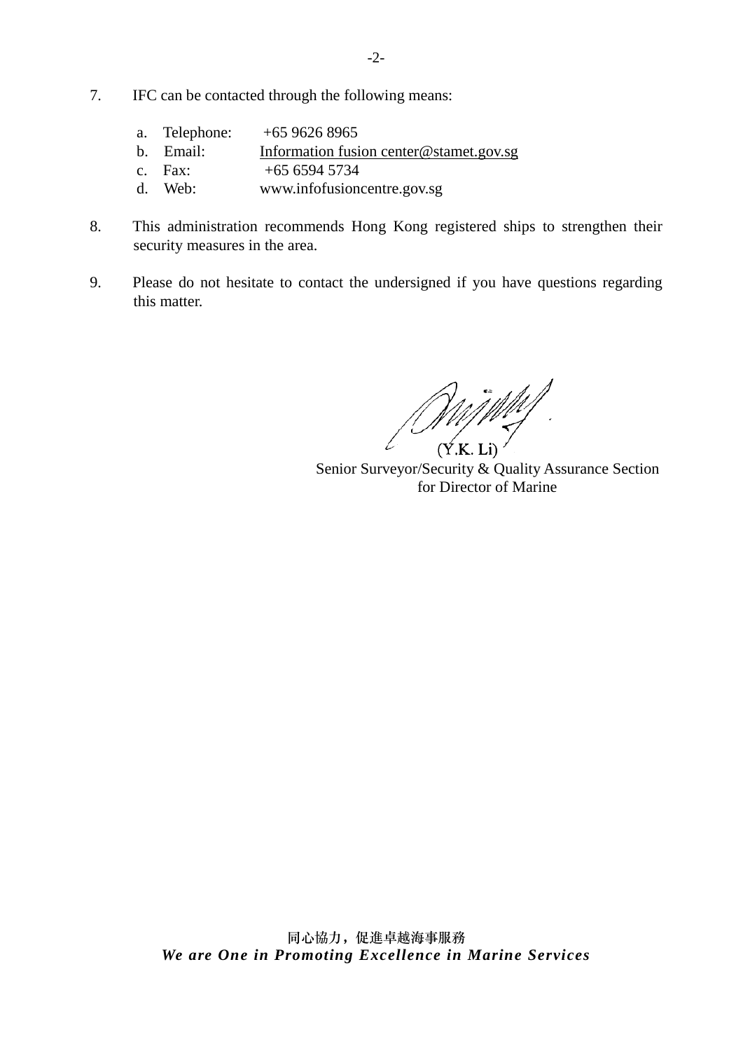7. IFC can be contacted through the following means:

   a. Telephone: +65 9626 8965
   b. Email: Information fusion center@stamet.gov.sg
   c. Fax: +65 6594 5734
   d. Web: www.infofusioncentre.gov.sg

8. This administration recommends Hong Kong registered ships to strengthen their security measures in the area.

9. Please do not hesitate to contact the undersigned if you have questions regarding this matter.

(Y.K. Li)
Senior Surveyor/Security & Quality Assurance Section
for Director of Marine

同心協力，促進卓越海事服務
***We are One in Promoting Excellence in Marine Services***